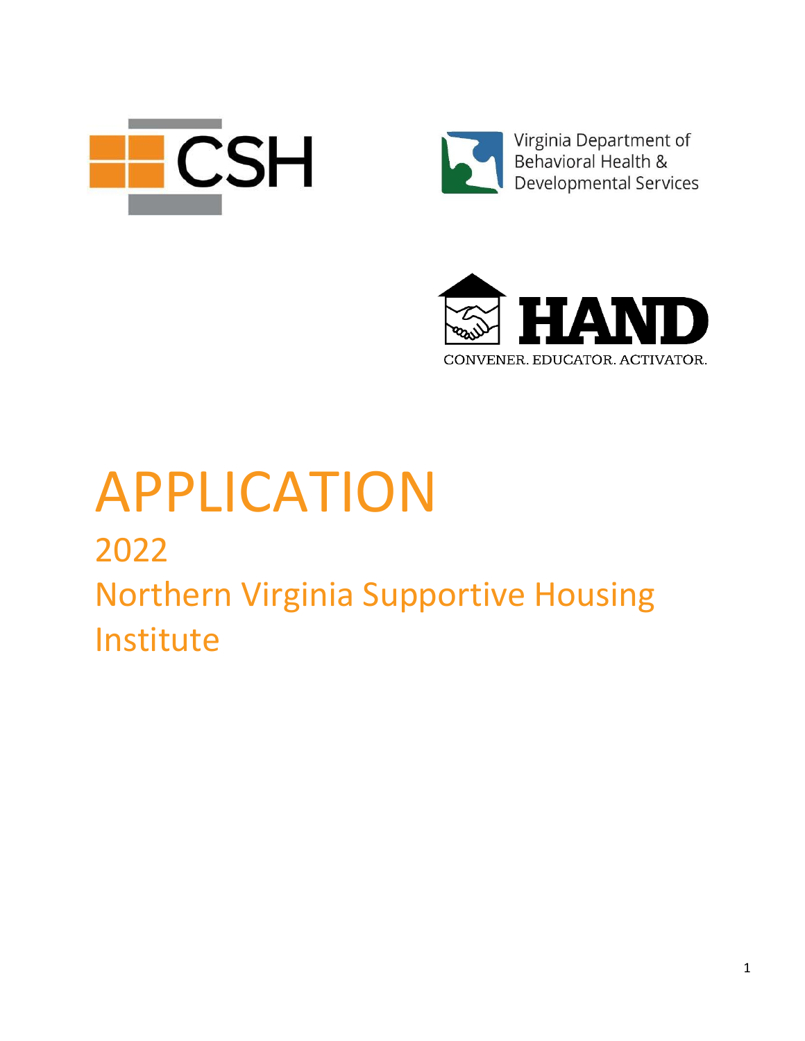CSH

Virginia Department of Behavioral Health & Developmental Services

HAND

CONVENER. EDUCATOR. ACTIVATOR.

# APPLICATION

## 2022

## Northern Virginia Supportive Housing Institute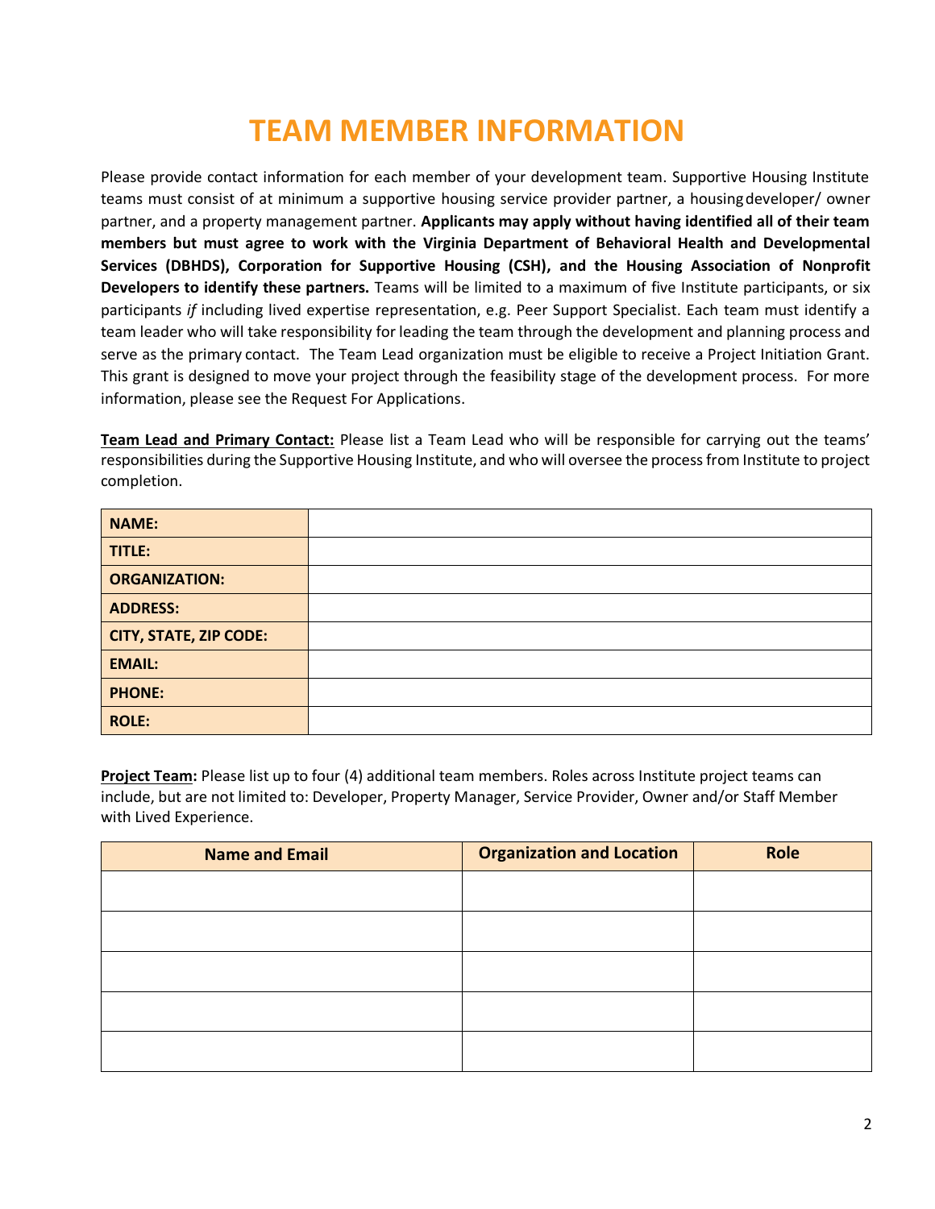# TEAM MEMBER INFORMATION

Please provide contact information for each member of your development team. Supportive Housing Institute teams must consist of at minimum a supportive housing service provider partner, a housing developer/ owner partner, and a property management partner. **Applicants may apply without having identified all of their team members but must agree to work with the Virginia Department of Behavioral Health and Developmental Services (DBHDS), Corporation for Supportive Housing (CSH), and the Housing Association of Nonprofit Developers to identify these partners.** Teams will be limited to a maximum of five Institute participants, or six participants *if* including lived expertise representation, e.g. Peer Support Specialist. Each team must identify a team leader who will take responsibility for leading the team through the development and planning process and serve as the primary contact. The Team Lead organization must be eligible to receive a Project Initiation Grant. This grant is designed to move your project through the feasibility stage of the development process. For more information, please see the Request For Applications.

**Team Lead and Primary Contact:** Please list a Team Lead who will be responsible for carrying out the teams' responsibilities during the Supportive Housing Institute, and who will oversee the process from Institute to project completion.

| | |
|---|---|
| **NAME:** | |
| **TITLE:** | |
| **ORGANIZATION:** | |
| **ADDRESS:** | |
| **CITY, STATE, ZIP CODE:** | |
| **EMAIL:** | |
| **PHONE:** | |
| **ROLE:** | |

**Project Team:** Please list up to four (4) additional team members. Roles across Institute project teams can include, but are not limited to: Developer, Property Manager, Service Provider, Owner and/or Staff Member with Lived Experience.

| Name and Email | Organization and Location | Role |
|---|---|---|
| | | |
| | | |
| | | |
| | | |
| | | |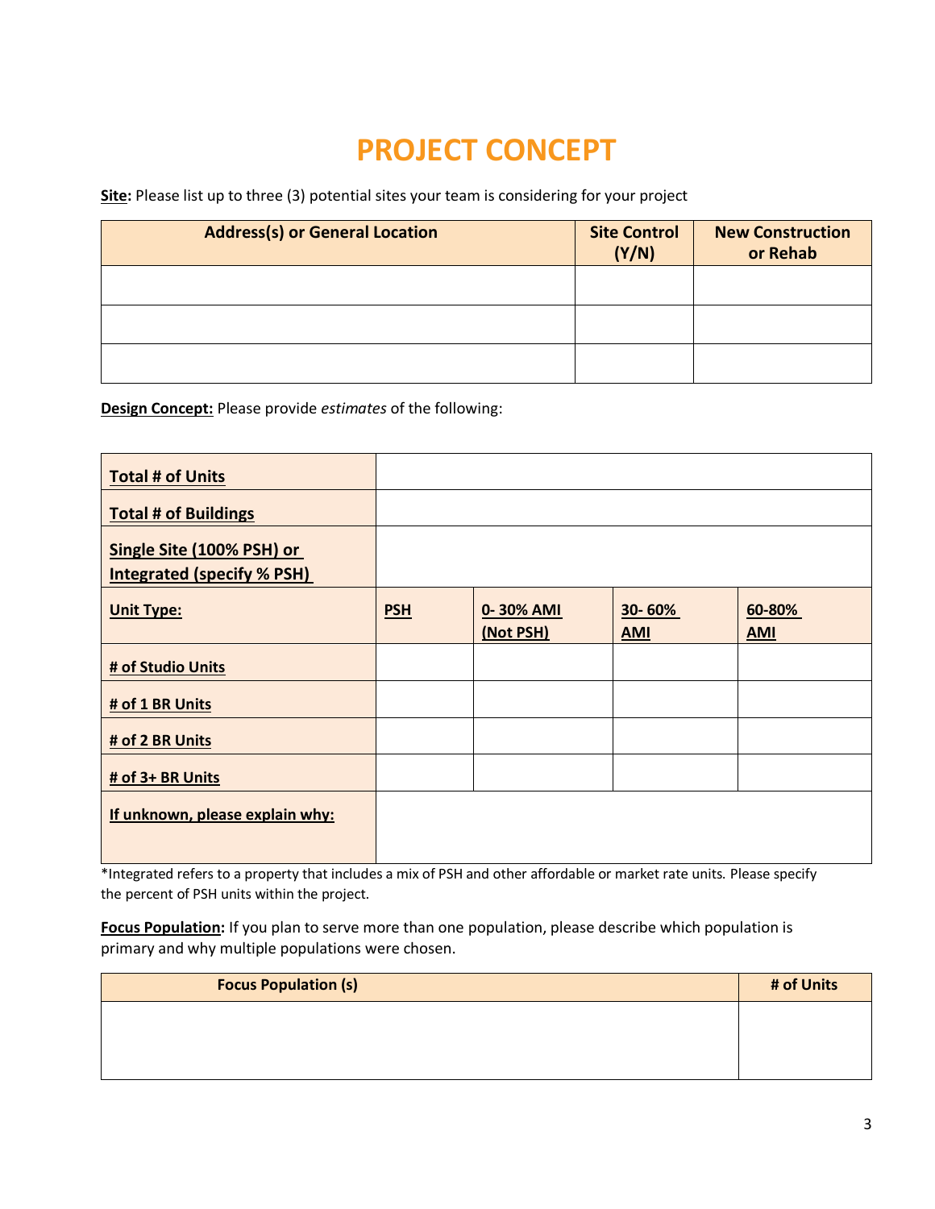# PROJECT CONCEPT

**Site:** Please list up to three (3) potential sites your team is considering for your project

| Address(s) or General Location | Site Control (Y/N) | New Construction or Rehab |
|---|---|---|
| | | |
| | | |
| | | |

**Design Concept:** Please provide *estimates* of the following:

| | | | | |
|---|---|---|---|---|
| **Total # of Units** | | | | |
| **Total # of Buildings** | | | | |
| **Single Site (100% PSH) or Integrated (specify % PSH)** | | | | |
| **Unit Type:** | **PSH** | **0- 30% AMI (Not PSH)** | **30- 60% AMI** | **60-80% AMI** |
| **# of Studio Units** | | | | |
| **# of 1 BR Units** | | | | |
| **# of 2 BR Units** | | | | |
| **# of 3+ BR Units** | | | | |
| **If unknown, please explain why:** | | | | |

*Integrated refers to a property that includes a mix of PSH and other affordable or market rate units. Please specify the percent of PSH units within the project.

**Focus Population:** If you plan to serve more than one population, please describe which population is primary and why multiple populations were chosen.

| Focus Population (s) | # of Units |
|---|---|
| | |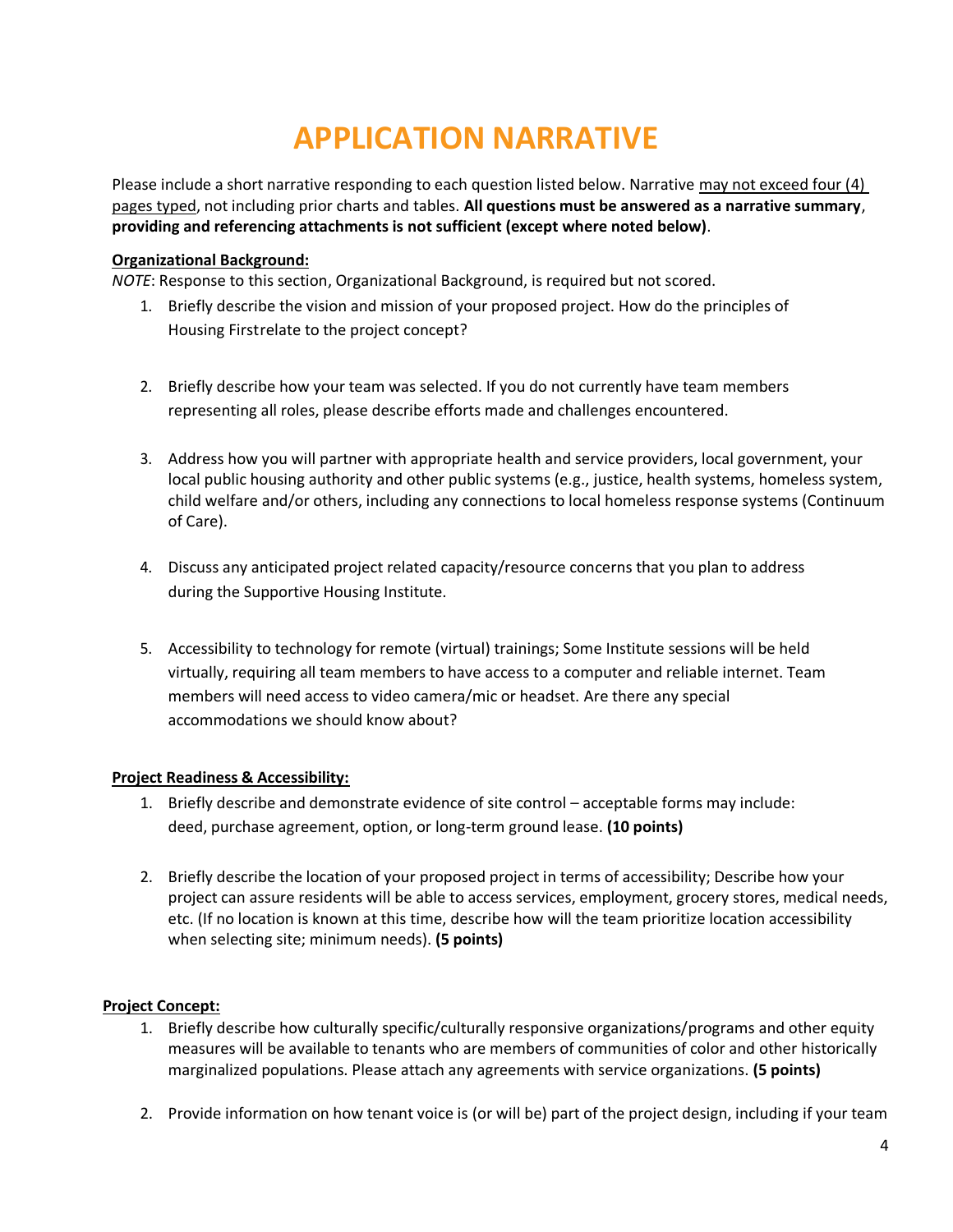# APPLICATION NARRATIVE

Please include a short narrative responding to each question listed below. Narrative may not exceed four (4) pages typed, not including prior charts and tables. **All questions must be answered as a narrative summary, providing and referencing attachments is not sufficient (except where noted below)**.

**Organizational Background:**

*NOTE*: Response to this section, Organizational Background, is required but not scored.

1. Briefly describe the vision and mission of your proposed project. How do the principles of Housing Firstrelate to the project concept?

2. Briefly describe how your team was selected. If you do not currently have team members representing all roles, please describe efforts made and challenges encountered.

3. Address how you will partner with appropriate health and service providers, local government, your local public housing authority and other public systems (e.g., justice, health systems, homeless system, child welfare and/or others, including any connections to local homeless response systems (Continuum of Care).

4. Discuss any anticipated project related capacity/resource concerns that you plan to address during the Supportive Housing Institute.

5. Accessibility to technology for remote (virtual) trainings; Some Institute sessions will be held virtually, requiring all team members to have access to a computer and reliable internet. Team members will need access to video camera/mic or headset. Are there any special accommodations we should know about?

**Project Readiness & Accessibility:**

1. Briefly describe and demonstrate evidence of site control – acceptable forms may include: deed, purchase agreement, option, or long-term ground lease. **(10 points)**

2. Briefly describe the location of your proposed project in terms of accessibility; Describe how your project can assure residents will be able to access services, employment, grocery stores, medical needs, etc. (If no location is known at this time, describe how will the team prioritize location accessibility when selecting site; minimum needs). **(5 points)**

**Project Concept:**

1. Briefly describe how culturally specific/culturally responsive organizations/programs and other equity measures will be available to tenants who are members of communities of color and other historically marginalized populations. Please attach any agreements with service organizations. **(5 points)**

2. Provide information on how tenant voice is (or will be) part of the project design, including if your team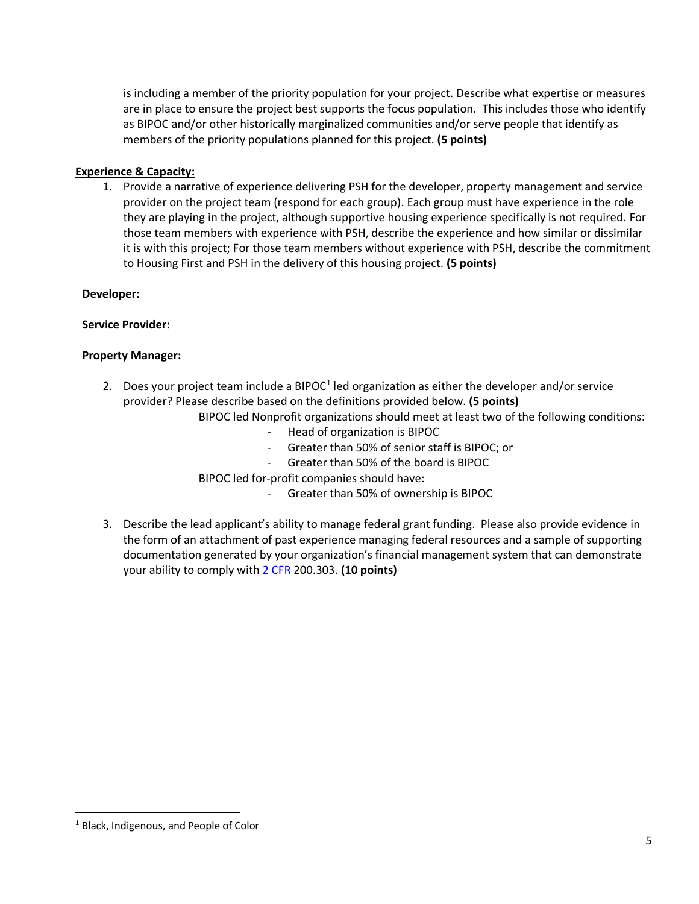is including a member of the priority population for your project. Describe what expertise or measures are in place to ensure the project best supports the focus population. This includes those who identify as BIPOC and/or other historically marginalized communities and/or serve people that identify as members of the priority populations planned for this project. **(5 points)**

**Experience & Capacity:**

1. Provide a narrative of experience delivering PSH for the developer, property management and service provider on the project team (respond for each group). Each group must have experience in the role they are playing in the project, although supportive housing experience specifically is not required. For those team members with experience with PSH, describe the experience and how similar or dissimilar it is with this project; For those team members without experience with PSH, describe the commitment to Housing First and PSH in the delivery of this housing project. **(5 points)**

**Developer:**

**Service Provider:**

**Property Manager:**

2. Does your project team include a BIPOC[1] led organization as either the developer and/or service provider? Please describe based on the definitions provided below. **(5 points)**

   BIPOC led Nonprofit organizations should meet at least two of the following conditions:
   - Head of organization is BIPOC
   - Greater than 50% of senior staff is BIPOC; or
   - Greater than 50% of the board is BIPOC

   BIPOC led for-profit companies should have:
   - Greater than 50% of ownership is BIPOC

3. Describe the lead applicant's ability to manage federal grant funding. Please also provide evidence in the form of an attachment of past experience managing federal resources and a sample of supporting documentation generated by your organization's financial management system that can demonstrate your ability to comply with 2 CFR 200.303. **(10 points)**

[1] Black, Indigenous, and People of Color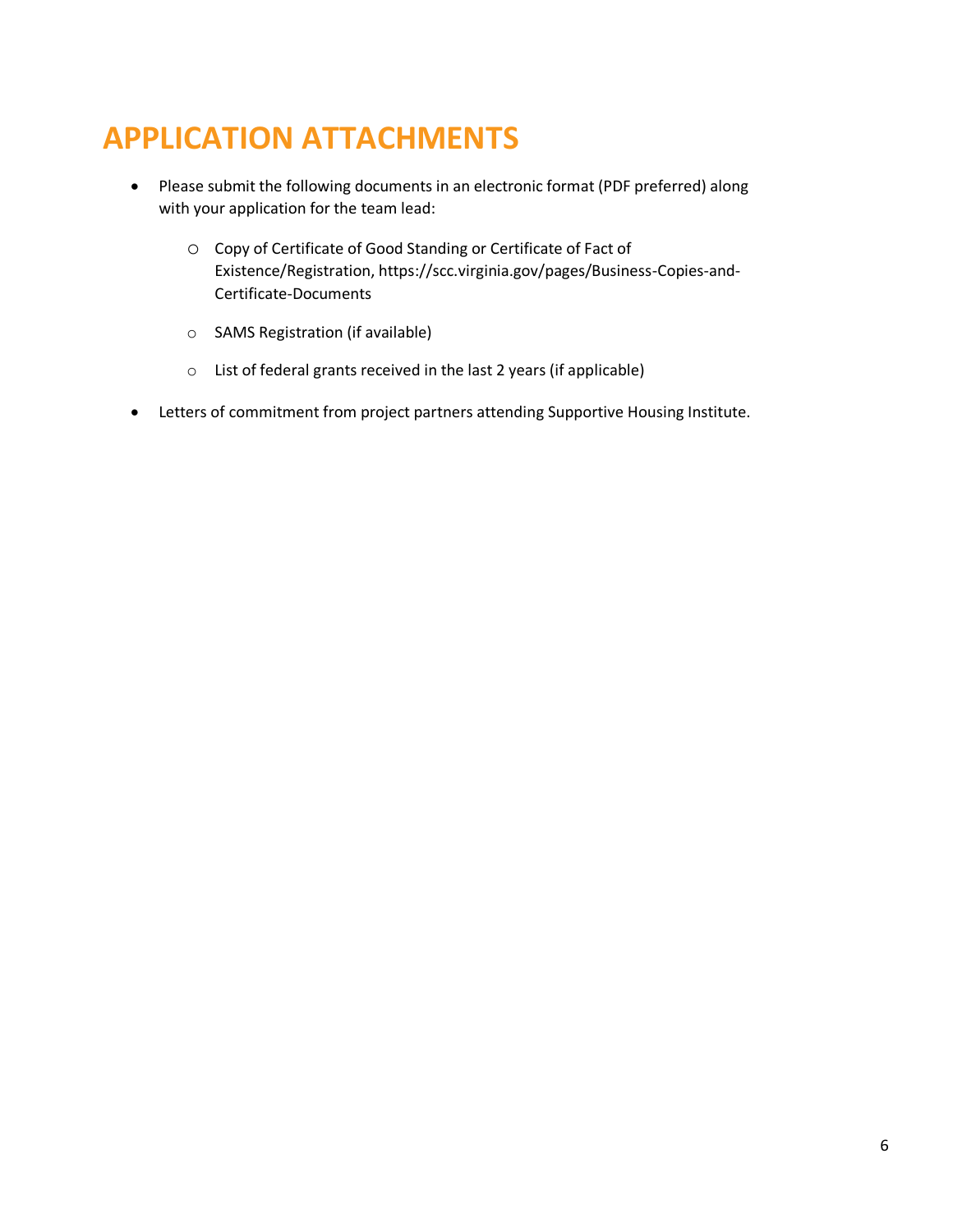# APPLICATION ATTACHMENTS

- Please submit the following documents in an electronic format (PDF preferred) along with your application for the team lead:
  - Copy of Certificate of Good Standing or Certificate of Fact of Existence/Registration, https://scc.virginia.gov/pages/Business-Copies-and-Certificate-Documents
  - SAMS Registration (if available)
  - List of federal grants received in the last 2 years (if applicable)
- Letters of commitment from project partners attending Supportive Housing Institute.